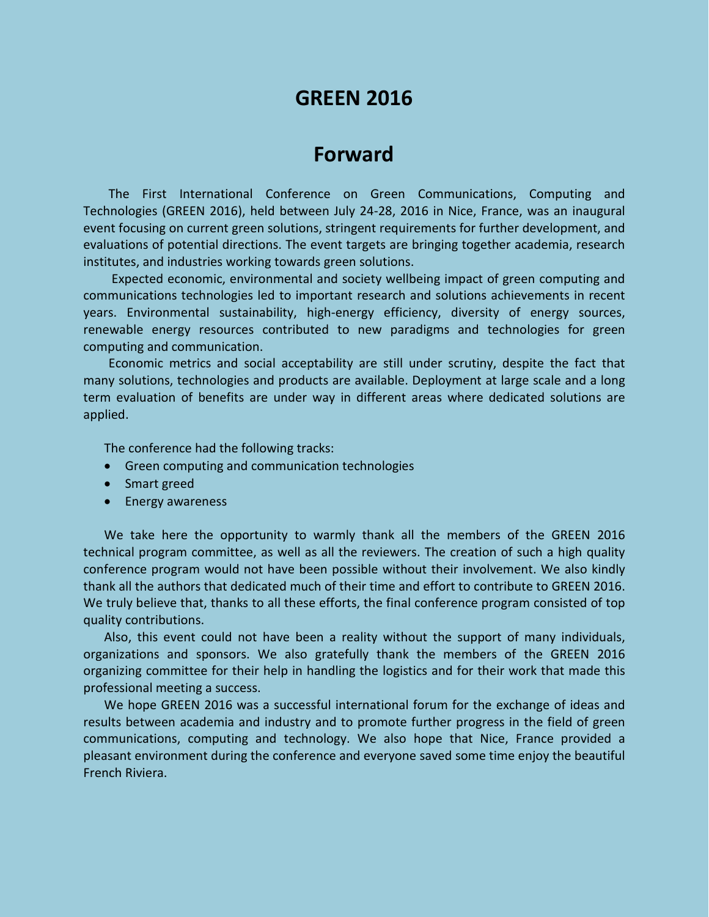# GREEN 2016

## Forward

The First International Conference on Green Communications, Computing and Technologies (GREEN 2016), held between July 24-28, 2016 in Nice, France, was an inaugural event focusing on current green solutions, stringent requirements for further development, and evaluations of potential directions. The event targets are bringing together academia, research institutes, and industries working towards green solutions.

Expected economic, environmental and society wellbeing impact of green computing and communications technologies led to important research and solutions achievements in recent years. Environmental sustainability, high-energy efficiency, diversity of energy sources, renewable energy resources contributed to new paradigms and technologies for green computing and communication.

Economic metrics and social acceptability are still under scrutiny, despite the fact that many solutions, technologies and products are available. Deployment at large scale and a long term evaluation of benefits are under way in different areas where dedicated solutions are applied.

The conference had the following tracks:

- Green computing and communication technologies
- Smart greed
- Energy awareness

We take here the opportunity to warmly thank all the members of the GREEN 2016 technical program committee, as well as all the reviewers. The creation of such a high quality conference program would not have been possible without their involvement. We also kindly thank all the authors that dedicated much of their time and effort to contribute to GREEN 2016. We truly believe that, thanks to all these efforts, the final conference program consisted of top quality contributions.

Also, this event could not have been a reality without the support of many individuals, organizations and sponsors. We also gratefully thank the members of the GREEN 2016 organizing committee for their help in handling the logistics and for their work that made this professional meeting a success.

We hope GREEN 2016 was a successful international forum for the exchange of ideas and results between academia and industry and to promote further progress in the field of green communications, computing and technology. We also hope that Nice, France provided a pleasant environment during the conference and everyone saved some time enjoy the beautiful French Riviera.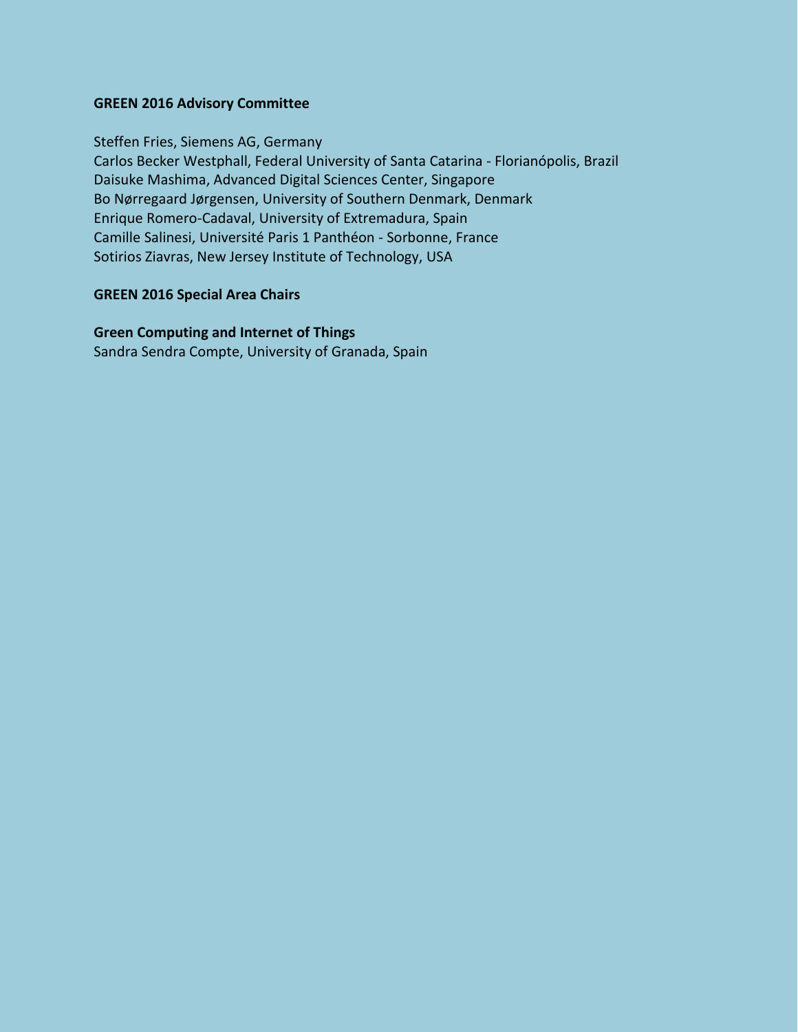**GREEN 2016 Advisory Committee**

Steffen Fries, Siemens AG, Germany
Carlos Becker Westphall, Federal University of Santa Catarina - Florianópolis, Brazil
Daisuke Mashima, Advanced Digital Sciences Center, Singapore
Bo Nørregaard Jørgensen, University of Southern Denmark, Denmark
Enrique Romero-Cadaval, University of Extremadura, Spain
Camille Salinesi, Université Paris 1 Panthéon - Sorbonne, France
Sotirios Ziavras, New Jersey Institute of Technology, USA

**GREEN 2016 Special Area Chairs**

**Green Computing and Internet of Things**
Sandra Sendra Compte, University of Granada, Spain